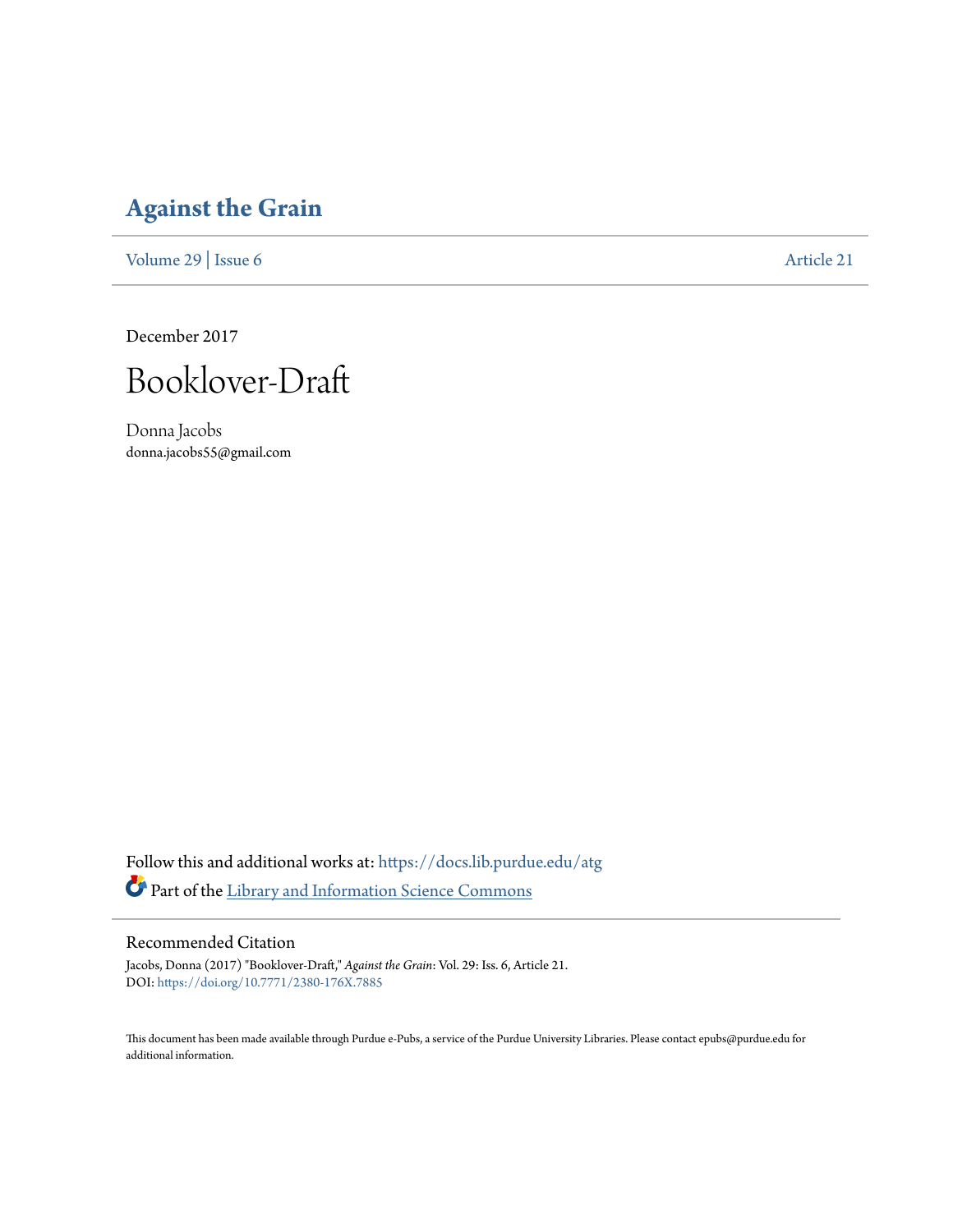# Against the Grain

Volume 29 | Issue 6 Article 21

December 2017

# Booklover-Draft

Donna Jacobs
donna.jacobs55@gmail.com

Follow this and additional works at: https://docs.lib.purdue.edu/atg

Part of the Library and Information Science Commons

## Recommended Citation

Jacobs, Donna (2017) "Booklover-Draft," *Against the Grain*: Vol. 29: Iss. 6, Article 21.
DOI: https://doi.org/10.7771/2380-176X.7885

This document has been made available through Purdue e-Pubs, a service of the Purdue University Libraries. Please contact epubs@purdue.edu for additional information.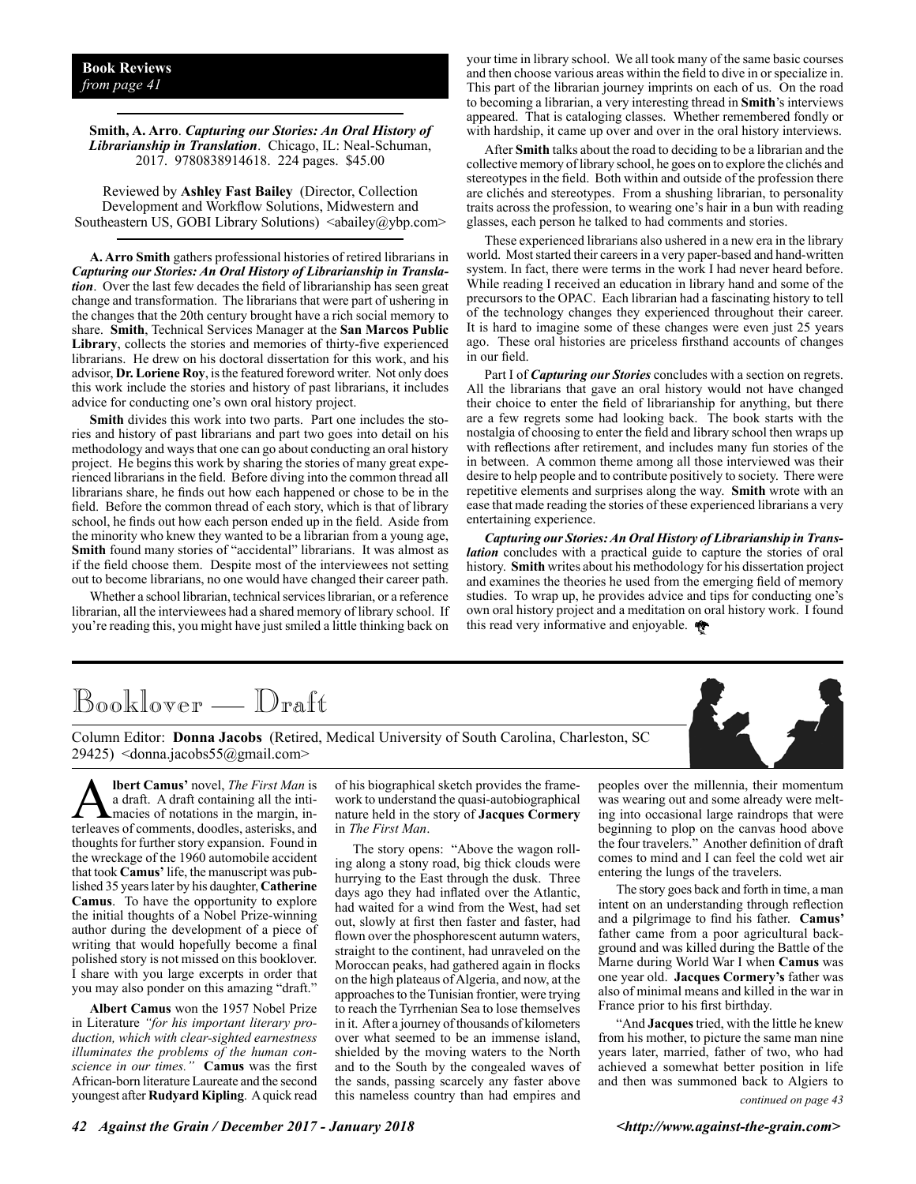**Book Reviews**
*from page 41*

**Smith, A. Arro**. ***Capturing our Stories: An Oral History of Librarianship in Translation***. Chicago, IL: Neal-Schuman, 2017. 9780838914618. 224 pages. $45.00

Reviewed by **Ashley Fast Bailey** (Director, Collection Development and Workflow Solutions, Midwestern and Southeastern US, GOBI Library Solutions) <abailey@ybp.com>

**A. Arro Smith** gathers professional histories of retired librarians in ***Capturing our Stories: An Oral History of Librarianship in Translation***. Over the last few decades the field of librarianship has seen great change and transformation. The librarians that were part of ushering in the changes that the 20th century brought have a rich social memory to share. **Smith**, Technical Services Manager at the **San Marcos Public Library**, collects the stories and memories of thirty-five experienced librarians. He drew on his doctoral dissertation for this work, and his advisor, **Dr. Loriene Roy**, is the featured foreword writer. Not only does this work include the stories and history of past librarians, it includes advice for conducting one's own oral history project.

**Smith** divides this work into two parts. Part one includes the stories and history of past librarians and part two goes into detail on his methodology and ways that one can go about conducting an oral history project. He begins this work by sharing the stories of many great experienced librarians in the field. Before diving into the common thread all librarians share, he finds out how each happened or chose to be in the field. Before the common thread of each story, which is that of library school, he finds out how each person ended up in the field. Aside from the minority who knew they wanted to be a librarian from a young age, **Smith** found many stories of "accidental" librarians. It was almost as if the field choose them. Despite most of the interviewees not setting out to become librarians, no one would have changed their career path.

Whether a school librarian, technical services librarian, or a reference librarian, all the interviewees had a shared memory of library school. If you're reading this, you might have just smiled a little thinking back on your time in library school. We all took many of the same basic courses and then choose various areas within the field to dive in or specialize in. This part of the librarian journey imprints on each of us. On the road to becoming a librarian, a very interesting thread in **Smith**'s interviews appeared. That is cataloging classes. Whether remembered fondly or with hardship, it came up over and over in the oral history interviews.

After **Smith** talks about the road to deciding to be a librarian and the collective memory of library school, he goes on to explore the clichés and stereotypes in the field. Both within and outside of the profession there are clichés and stereotypes. From a shushing librarian, to personality traits across the profession, to wearing one's hair in a bun with reading glasses, each person he talked to had comments and stories.

These experienced librarians also ushered in a new era in the library world. Most started their careers in a very paper-based and hand-written system. In fact, there were terms in the work I had never heard before. While reading I received an education in library hand and some of the precursors to the OPAC. Each librarian had a fascinating history to tell of the technology changes they experienced throughout their career. It is hard to imagine some of these changes were even just 25 years ago. These oral histories are priceless firsthand accounts of changes in our field.

Part I of ***Capturing our Stories*** concludes with a section on regrets. All the librarians that gave an oral history would not have changed their choice to enter the field of librarianship for anything, but there are a few regrets some had looking back. The book starts with the nostalgia of choosing to enter the field and library school then wraps up with reflections after retirement, and includes many fun stories of the in between. A common theme among all those interviewed was their desire to help people and to contribute positively to society. There were repetitive elements and surprises along the way. **Smith** wrote with an ease that made reading the stories of these experienced librarians a very entertaining experience.

***Capturing our Stories: An Oral History of Librarianship in Translation*** concludes with a practical guide to capture the stories of oral history. **Smith** writes about his methodology for his dissertation project and examines the theories he used from the emerging field of memory studies. To wrap up, he provides advice and tips for conducting one's own oral history project and a meditation on oral history work. I found this read very informative and enjoyable.

# Booklover — Draft

Column Editor: **Donna Jacobs** (Retired, Medical University of South Carolina, Charleston, SC 29425) <donna.jacobs55@gmail.com>

**Albert Camus'** novel, *The First Man* is a draft. A draft containing all the intimacies of notations in the margin, interleaves of comments, doodles, asterisks, and thoughts for further story expansion. Found in the wreckage of the 1960 automobile accident that took **Camus'** life, the manuscript was published 35 years later by his daughter, **Catherine Camus**. To have the opportunity to explore the initial thoughts of a Nobel Prize-winning author during the development of a piece of writing that would hopefully become a final polished story is not missed on this booklover. I share with you large excerpts in order that you may also ponder on this amazing "draft."

**Albert Camus** won the 1957 Nobel Prize in Literature *"for his important literary production, which with clear-sighted earnestness illuminates the problems of the human conscience in our times."* **Camus** was the first African-born literature Laureate and the second youngest after **Rudyard Kipling**. A quick read of his biographical sketch provides the framework to understand the quasi-autobiographical nature held in the story of **Jacques Cormery** in *The First Man*.

The story opens: "Above the wagon rolling along a stony road, big thick clouds were hurrying to the East through the dusk. Three days ago they had inflated over the Atlantic, had waited for a wind from the West, had set out, slowly at first then faster and faster, had flown over the phosphorescent autumn waters, straight to the continent, had unraveled on the Moroccan peaks, had gathered again in flocks on the high plateaus of Algeria, and now, at the approaches to the Tunisian frontier, were trying to reach the Tyrrhenian Sea to lose themselves in it. After a journey of thousands of kilometers over what seemed to be an immense island, shielded by the moving waters to the North and to the South by the congealed waves of the sands, passing scarcely any faster above this nameless country than had empires and peoples over the millennia, their momentum was wearing out and some already were melting into occasional large raindrops that were beginning to plop on the canvas hood above the four travelers." Another definition of draft comes to mind and I can feel the cold wet air entering the lungs of the travelers.

The story goes back and forth in time, a man intent on an understanding through reflection and a pilgrimage to find his father. **Camus'** father came from a poor agricultural background and was killed during the Battle of the Marne during World War I when **Camus** was one year old. **Jacques Cormery's** father was also of minimal means and killed in the war in France prior to his first birthday.

"And **Jacques** tried, with the little he knew from his mother, to picture the same man nine years later, married, father of two, who had achieved a somewhat better position in life and then was summoned back to Algiers to

*continued on page 43*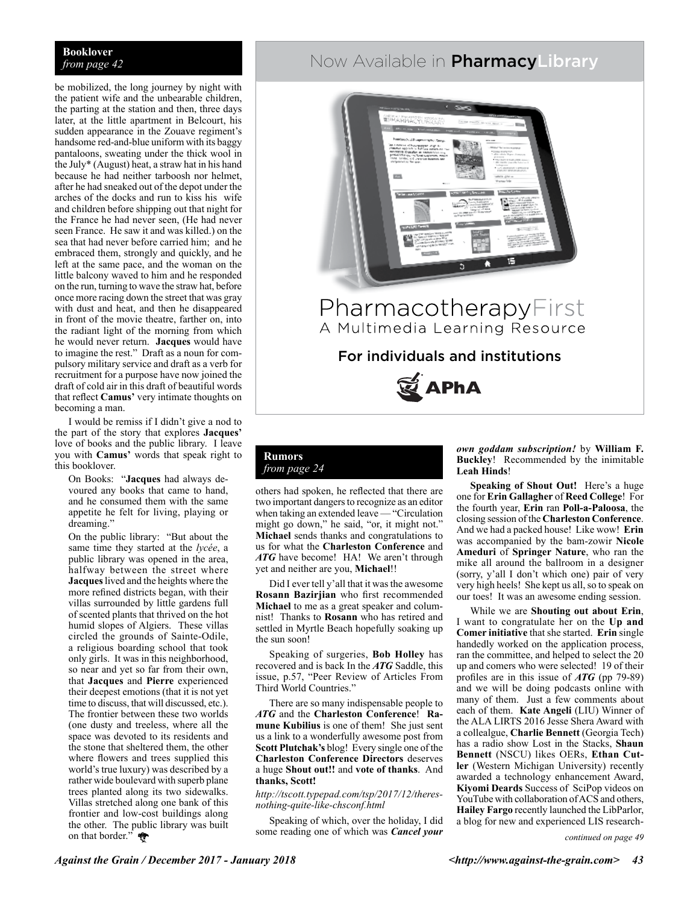## Booklover
*from page 42*

be mobilized, the long journey by night with the patient wife and the unbearable children, the parting at the station and then, three days later, at the little apartment in Belcourt, his sudden appearance in the Zouave regiment's handsome red-and-blue uniform with its baggy pantaloons, sweating under the thick wool in the July* (August) heat, a straw hat in his hand because he had neither tarboosh nor helmet, after he had sneaked out of the depot under the arches of the docks and run to kiss his wife and children before shipping out that night for the France he had never seen, (He had never seen France. He saw it and was killed.) on the sea that had never before carried him; and he embraced them, strongly and quickly, and he left at the same pace, and the woman on the little balcony waved to him and he responded on the run, turning to wave the straw hat, before once more racing down the street that was gray with dust and heat, and then he disappeared in front of the movie theatre, farther on, into the radiant light of the morning from which he would never return. **Jacques** would have to imagine the rest." Draft as a noun for compulsory military service and draft as a verb for recruitment for a purpose have now joined the draft of cold air in this draft of beautiful words that reflect **Camus'** very intimate thoughts on becoming a man.

I would be remiss if I didn't give a nod to the part of the story that explores **Jacques'** love of books and the public library. I leave you with **Camus'** words that speak right to this booklover.

On Books: "**Jacques** had always devoured any books that came to hand, and he consumed them with the same appetite he felt for living, playing or dreaming."

On the public library: "But about the same time they started at the *lycée*, a public library was opened in the area, halfway between the street where **Jacques** lived and the heights where the more refined districts began, with their villas surrounded by little gardens full of scented plants that thrived on the hot humid slopes of Algiers. These villas circled the grounds of Sainte-Odile, a religious boarding school that took only girls. It was in this neighborhood, so near and yet so far from their own, that **Jacques** and **Pierre** experienced their deepest emotions (that it is not yet time to discuss, that will discussed, etc.). The frontier between these two worlds (one dusty and treeless, where all the space was devoted to its residents and the stone that sheltered them, the other where flowers and trees supplied this world's true luxury) was described by a rather wide boulevard with superb plane trees planted along its two sidewalks. Villas stretched along one bank of this frontier and low-cost buildings along the other. The public library was built on that border."

Now Available in PharmacyLibrary

PharmacotherapyFirst
A Multimedia Learning Resource

For individuals and institutions

APhA

## Rumors
*from page 24*

others had spoken, he reflected that there are two important dangers to recognize as an editor when taking an extended leave — "Circulation might go down," he said, "or, it might not." **Michael** sends thanks and congratulations to us for what the **Charleston Conference** and ***ATG*** have become! HA! We aren't through yet and neither are you, **Michael**!!

Did I ever tell y'all that it was the awesome **Rosann Bazirjian** who first recommended **Michael** to me as a great speaker and columnist! Thanks to **Rosann** who has retired and settled in Myrtle Beach hopefully soaking up the sun soon!

Speaking of surgeries, **Bob Holley** has recovered and is back In the ***ATG*** Saddle, this issue, p.57, "Peer Review of Articles From Third World Countries."

There are so many indispensable people to ***ATG*** and the **Charleston Conference**! **Ramune Kubilius** is one of them! She just sent us a link to a wonderfully awesome post from **Scott Plutchak's** blog! Every single one of the **Charleston Conference Directors** deserves a huge **Shout out!!** and **vote of thanks**. And **thanks, Scott!**

*http://tscott.typepad.com/tsp/2017/12/theres-nothing-quite-like-chsconf.html*

Speaking of which, over the holiday, I did some reading one of which was ***Cancel your own goddam subscription!*** by **William F. Buckley**! Recommended by the inimitable **Leah Hinds**!

**Speaking of Shout Out!** Here's a huge one for **Erin Gallagher** of **Reed College**! For the fourth year, **Erin** ran **Poll-a-Paloosa**, the closing session of the **Charleston Conference**. And we had a packed house! Like wow! **Erin** was accompanied by the bam-zowir **Nicole Ameduri** of **Springer Nature**, who ran the mike all around the ballroom in a designer (sorry, y'all I don't which one) pair of very very high heels! She kept us all, so to speak on our toes! It was an awesome ending session.

While we are **Shouting out about Erin**, I want to congratulate her on the **Up and Comer initiative** that she started. **Erin** single handedly worked on the application process, ran the committee, and helped to select the 20 up and comers who were selected! 19 of their profiles are in this issue of ***ATG*** (pp 79-89) and we will be doing podcasts online with many of them. Just a few comments about each of them. **Kate Angeli** (LIU) Winner of the ALA LIRTS 2016 Jesse Shera Award with a colleague, **Charlie Bennett** (Georgia Tech) has a radio show Lost in the Stacks, **Shaun Bennett** (NSCU) likes OERs, **Ethan Cutler** (Western Michigan University) recently awarded a technology enhancement Award, **Kiyomi Deards** Success of SciPop videos on YouTube with collaboration of ACS and others, **Hailey Fargo** recently launched the LibParlor, a blog for new and experienced LIS research-

*continued on page 49*